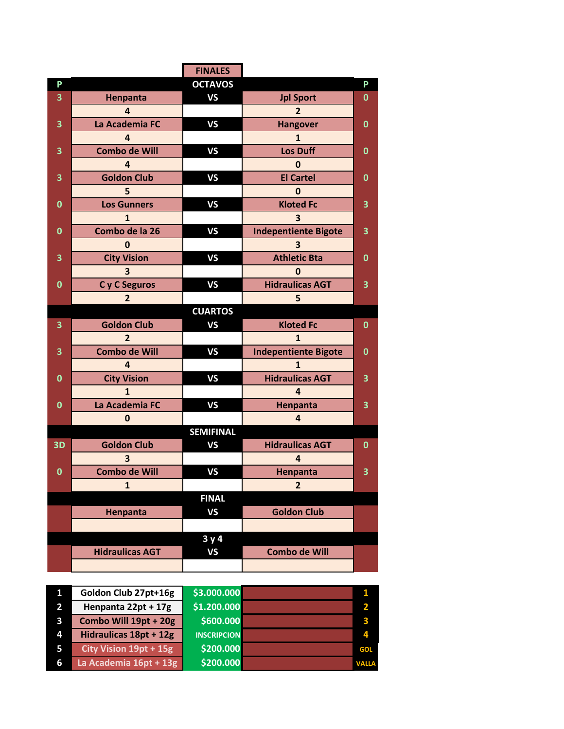# FINALES

## OCTAVOS

| P | Equipo | | Equipo | P |
|---|---|---|---|---|
| 3 | Henpanta | VS | Jpl Sport | 0 |
| | 4 | | 2 | |
| 3 | La Academia FC | VS | Hangover | 0 |
| | 4 | | 1 | |
| 3 | Combo de Will | VS | Los Duff | 0 |
| | 4 | | 0 | |
| 3 | Goldon Club | VS | El Cartel | 0 |
| | 5 | | 0 | |
| 0 | Los Gunners | VS | Kloted Fc | 3 |
| | 1 | | 3 | |
| 0 | Combo de la 26 | VS | Indepentiente Bigote | 3 |
| | 0 | | 3 | |
| 3 | City Vision | VS | Athletic Bta | 0 |
| | 3 | | 0 | |
| 0 | C y C Seguros | VS | Hidraulicas AGT | 3 |
| | 2 | | 5 | |

## CUARTOS

| P | Equipo | | Equipo | P |
|---|---|---|---|---|
| 3 | Goldon Club | VS | Kloted Fc | 0 |
| | 2 | | 1 | |
| 3 | Combo de Will | VS | Indepentiente Bigote | 0 |
| | 4 | | 1 | |
| 0 | City Vision | VS | Hidraulicas AGT | 3 |
| | 1 | | 4 | |
| 0 | La Academia FC | VS | Henpanta | 3 |
| | 0 | | 4 | |

## SEMIFINAL

| P | Equipo | | Equipo | P |
|---|---|---|---|---|
| 3D | Goldon Club | VS | Hidraulicas AGT | 0 |
| | 3 | | 4 | |
| 0 | Combo de Will | VS | Henpanta | 3 |
| | 1 | | 2 | |

## FINAL

| P | Equipo | | Equipo | P |
|---|---|---|---|---|
| | Henpanta | VS | Goldon Club | |
| | | | | |

## 3 y 4

| P | Equipo | | Equipo | P |
|---|---|---|---|---|
| | Hidraulicas AGT | VS | Combo de Will | |
| | | | | |

| # | Equipo | Premio | | |
|---|---|---|---|---|
| 1 | Goldon Club 27pt+16g | $3.000.000 | | 1 |
| 2 | Henpanta 22pt + 17g | $1.200.000 | | 2 |
| 3 | Combo Will 19pt + 20g | $600.000 | | 3 |
| 4 | Hidraulicas 18pt + 12g | INSCRIPCION | | 4 |
| 5 | City Vision 19pt + 15g | $200.000 | | GOL |
| 6 | La Academia 16pt + 13g | $200.000 | | VALLA |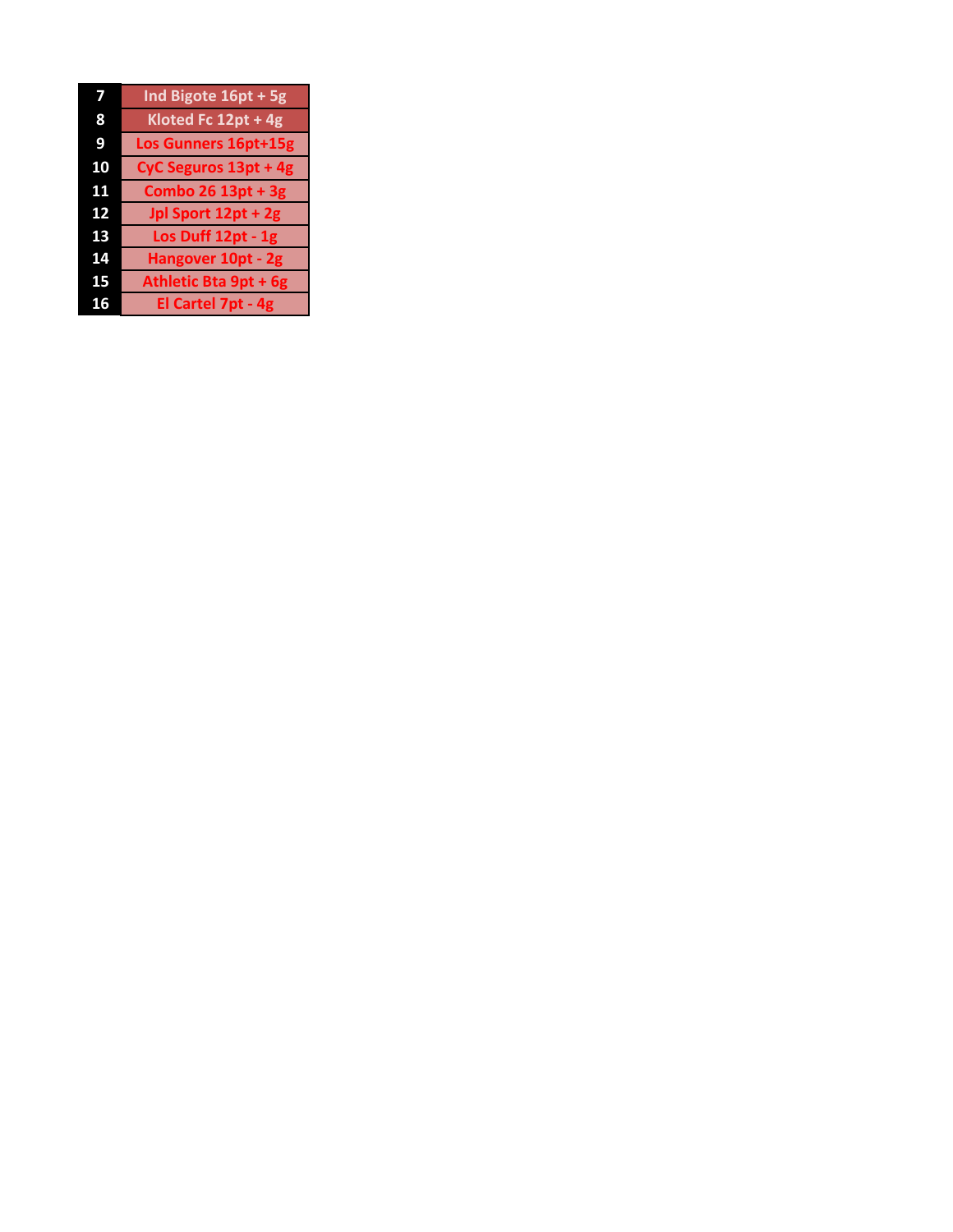| | |
|---|---|
| 7 | Ind Bigote 16pt + 5g |
| 8 | Kloted Fc 12pt + 4g |
| 9 | Los Gunners 16pt+15g |
| 10 | CyC Seguros 13pt + 4g |
| 11 | Combo 26 13pt + 3g |
| 12 | Jpl Sport 12pt + 2g |
| 13 | Los Duff 12pt - 1g |
| 14 | Hangover 10pt - 2g |
| 15 | Athletic Bta 9pt + 6g |
| 16 | El Cartel 7pt - 4g |